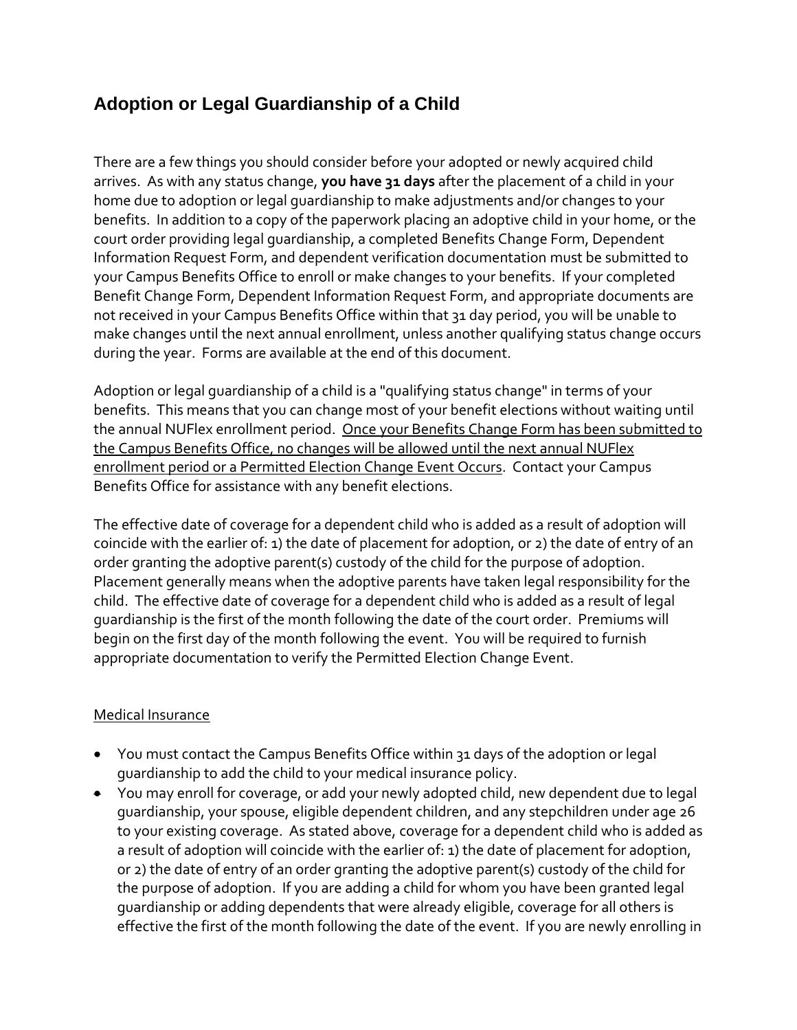# Adoption or Legal Guardianship of a Child

There are a few things you should consider before your adopted or newly acquired child arrives. As with any status change, **you have 31 days** after the placement of a child in your home due to adoption or legal guardianship to make adjustments and/or changes to your benefits. In addition to a copy of the paperwork placing an adoptive child in your home, or the court order providing legal guardianship, a completed Benefits Change Form, Dependent Information Request Form, and dependent verification documentation must be submitted to your Campus Benefits Office to enroll or make changes to your benefits. If your completed Benefit Change Form, Dependent Information Request Form, and appropriate documents are not received in your Campus Benefits Office within that 31 day period, you will be unable to make changes until the next annual enrollment, unless another qualifying status change occurs during the year. Forms are available at the end of this document.

Adoption or legal guardianship of a child is a "qualifying status change" in terms of your benefits. This means that you can change most of your benefit elections without waiting until the annual NUFlex enrollment period. <u>Once your Benefits Change Form has been submitted to the Campus Benefits Office, no changes will be allowed until the next annual NUFlex enrollment period or a Permitted Election Change Event Occurs</u>. Contact your Campus Benefits Office for assistance with any benefit elections.

The effective date of coverage for a dependent child who is added as a result of adoption will coincide with the earlier of: 1) the date of placement for adoption, or 2) the date of entry of an order granting the adoptive parent(s) custody of the child for the purpose of adoption. Placement generally means when the adoptive parents have taken legal responsibility for the child. The effective date of coverage for a dependent child who is added as a result of legal guardianship is the first of the month following the date of the court order. Premiums will begin on the first day of the month following the event. You will be required to furnish appropriate documentation to verify the Permitted Election Change Event.

<u>Medical Insurance</u>

- You must contact the Campus Benefits Office within 31 days of the adoption or legal guardianship to add the child to your medical insurance policy.
- You may enroll for coverage, or add your newly adopted child, new dependent due to legal guardianship, your spouse, eligible dependent children, and any stepchildren under age 26 to your existing coverage. As stated above, coverage for a dependent child who is added as a result of adoption will coincide with the earlier of: 1) the date of placement for adoption, or 2) the date of entry of an order granting the adoptive parent(s) custody of the child for the purpose of adoption. If you are adding a child for whom you have been granted legal guardianship or adding dependents that were already eligible, coverage for all others is effective the first of the month following the date of the event. If you are newly enrolling in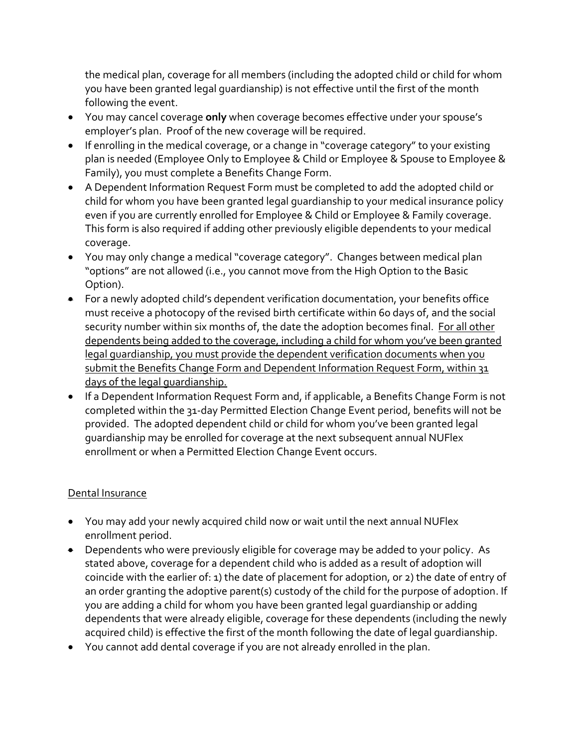the medical plan, coverage for all members (including the adopted child or child for whom you have been granted legal guardianship) is not effective until the first of the month following the event.

- You may cancel coverage **only** when coverage becomes effective under your spouse's employer's plan. Proof of the new coverage will be required.
- If enrolling in the medical coverage, or a change in "coverage category" to your existing plan is needed (Employee Only to Employee & Child or Employee & Spouse to Employee & Family), you must complete a Benefits Change Form.
- A Dependent Information Request Form must be completed to add the adopted child or child for whom you have been granted legal guardianship to your medical insurance policy even if you are currently enrolled for Employee & Child or Employee & Family coverage. This form is also required if adding other previously eligible dependents to your medical coverage.
- You may only change a medical "coverage category". Changes between medical plan "options" are not allowed (i.e., you cannot move from the High Option to the Basic Option).
- For a newly adopted child's dependent verification documentation, your benefits office must receive a photocopy of the revised birth certificate within 60 days of, and the social security number within six months of, the date the adoption becomes final. <u>For all other dependents being added to the coverage, including a child for whom you've been granted legal guardianship, you must provide the dependent verification documents when you submit the Benefits Change Form and Dependent Information Request Form, within 31 days of the legal guardianship.</u>
- If a Dependent Information Request Form and, if applicable, a Benefits Change Form is not completed within the 31-day Permitted Election Change Event period, benefits will not be provided. The adopted dependent child or child for whom you've been granted legal guardianship may be enrolled for coverage at the next subsequent annual NUFlex enrollment or when a Permitted Election Change Event occurs.

<u>Dental Insurance</u>

- You may add your newly acquired child now or wait until the next annual NUFlex enrollment period.
- Dependents who were previously eligible for coverage may be added to your policy. As stated above, coverage for a dependent child who is added as a result of adoption will coincide with the earlier of: 1) the date of placement for adoption, or 2) the date of entry of an order granting the adoptive parent(s) custody of the child for the purpose of adoption. If you are adding a child for whom you have been granted legal guardianship or adding dependents that were already eligible, coverage for these dependents (including the newly acquired child) is effective the first of the month following the date of legal guardianship.
- You cannot add dental coverage if you are not already enrolled in the plan.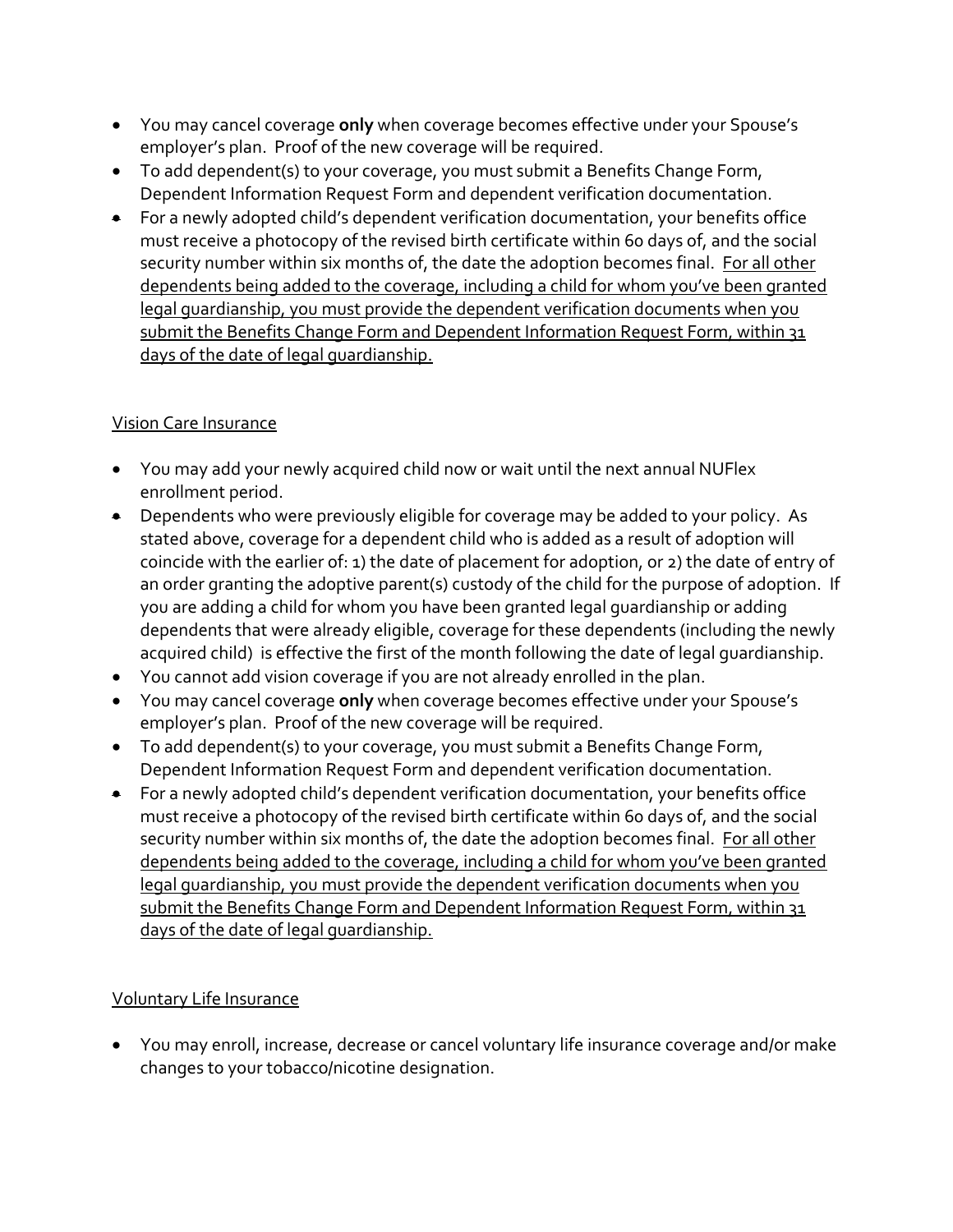- You may cancel coverage **only** when coverage becomes effective under your Spouse's employer's plan. Proof of the new coverage will be required.
- To add dependent(s) to your coverage, you must submit a Benefits Change Form, Dependent Information Request Form and dependent verification documentation.
- For a newly adopted child's dependent verification documentation, your benefits office must receive a photocopy of the revised birth certificate within 60 days of, and the social security number within six months of, the date the adoption becomes final. <u>For all other dependents being added to the coverage, including a child for whom you've been granted legal guardianship, you must provide the dependent verification documents when you submit the Benefits Change Form and Dependent Information Request Form, within 31 days of the date of legal guardianship.</u>

<u>Vision Care Insurance</u>

- You may add your newly acquired child now or wait until the next annual NUFlex enrollment period.
- Dependents who were previously eligible for coverage may be added to your policy. As stated above, coverage for a dependent child who is added as a result of adoption will coincide with the earlier of: 1) the date of placement for adoption, or 2) the date of entry of an order granting the adoptive parent(s) custody of the child for the purpose of adoption. If you are adding a child for whom you have been granted legal guardianship or adding dependents that were already eligible, coverage for these dependents (including the newly acquired child) is effective the first of the month following the date of legal guardianship.
- You cannot add vision coverage if you are not already enrolled in the plan.
- You may cancel coverage **only** when coverage becomes effective under your Spouse's employer's plan. Proof of the new coverage will be required.
- To add dependent(s) to your coverage, you must submit a Benefits Change Form, Dependent Information Request Form and dependent verification documentation.
- For a newly adopted child's dependent verification documentation, your benefits office must receive a photocopy of the revised birth certificate within 60 days of, and the social security number within six months of, the date the adoption becomes final. <u>For all other dependents being added to the coverage, including a child for whom you've been granted legal guardianship, you must provide the dependent verification documents when you submit the Benefits Change Form and Dependent Information Request Form, within 31 days of the date of legal guardianship.</u>

<u>Voluntary Life Insurance</u>

- You may enroll, increase, decrease or cancel voluntary life insurance coverage and/or make changes to your tobacco/nicotine designation.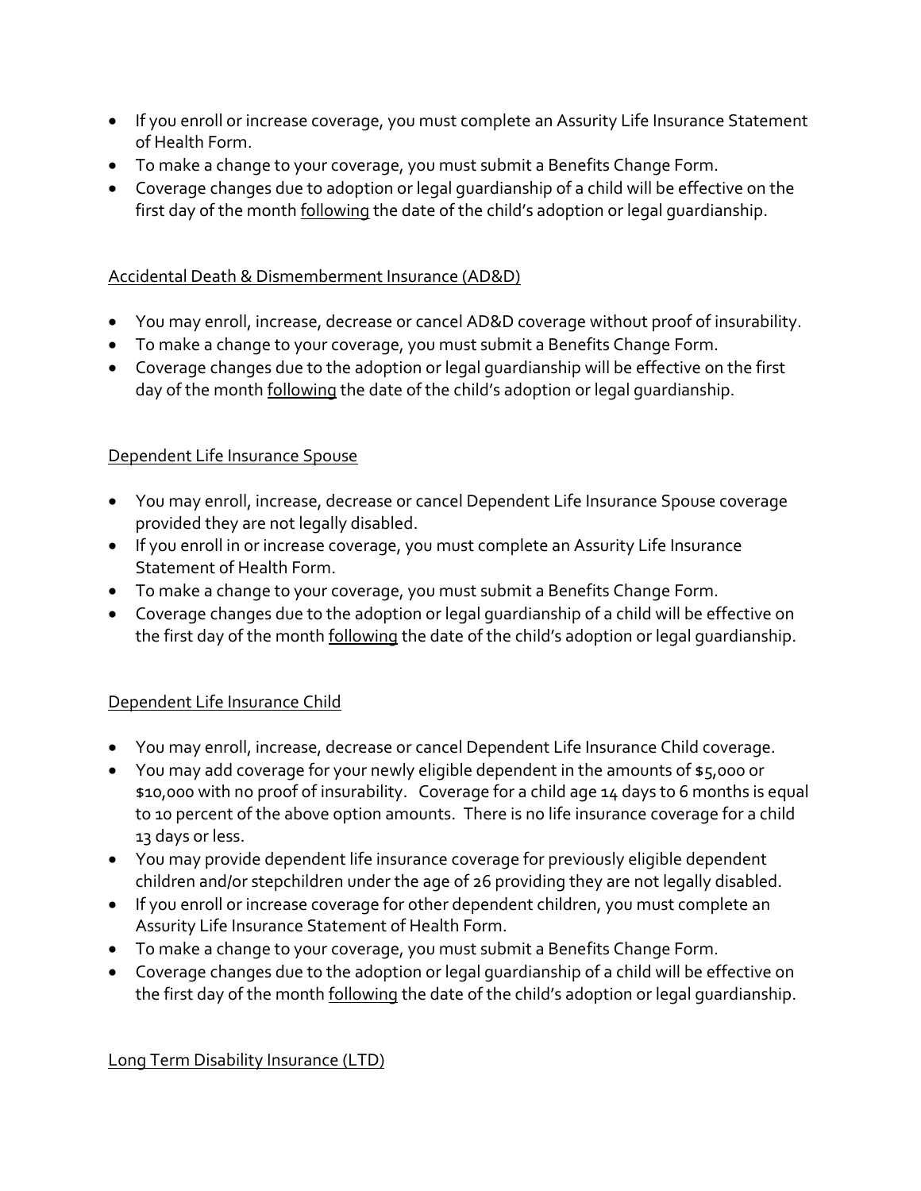- If you enroll or increase coverage, you must complete an Assurity Life Insurance Statement of Health Form.
- To make a change to your coverage, you must submit a Benefits Change Form.
- Coverage changes due to adoption or legal guardianship of a child will be effective on the first day of the month following the date of the child's adoption or legal guardianship.

Accidental Death & Dismemberment Insurance (AD&D)

- You may enroll, increase, decrease or cancel AD&D coverage without proof of insurability.
- To make a change to your coverage, you must submit a Benefits Change Form.
- Coverage changes due to the adoption or legal guardianship will be effective on the first day of the month following the date of the child's adoption or legal guardianship.

Dependent Life Insurance Spouse

- You may enroll, increase, decrease or cancel Dependent Life Insurance Spouse coverage provided they are not legally disabled.
- If you enroll in or increase coverage, you must complete an Assurity Life Insurance Statement of Health Form.
- To make a change to your coverage, you must submit a Benefits Change Form.
- Coverage changes due to the adoption or legal guardianship of a child will be effective on the first day of the month following the date of the child's adoption or legal guardianship.

Dependent Life Insurance Child

- You may enroll, increase, decrease or cancel Dependent Life Insurance Child coverage.
- You may add coverage for your newly eligible dependent in the amounts of $5,000 or $10,000 with no proof of insurability. Coverage for a child age 14 days to 6 months is equal to 10 percent of the above option amounts. There is no life insurance coverage for a child 13 days or less.
- You may provide dependent life insurance coverage for previously eligible dependent children and/or stepchildren under the age of 26 providing they are not legally disabled.
- If you enroll or increase coverage for other dependent children, you must complete an Assurity Life Insurance Statement of Health Form.
- To make a change to your coverage, you must submit a Benefits Change Form.
- Coverage changes due to the adoption or legal guardianship of a child will be effective on the first day of the month following the date of the child's adoption or legal guardianship.

Long Term Disability Insurance (LTD)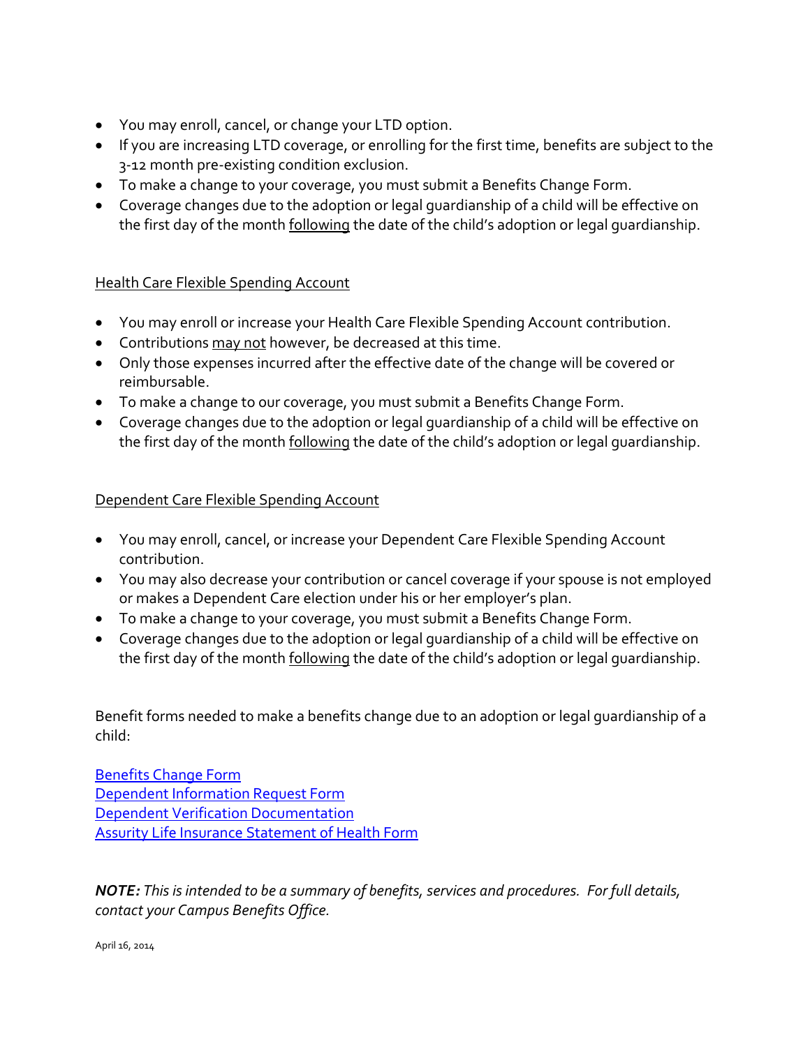- You may enroll, cancel, or change your LTD option.
- If you are increasing LTD coverage, or enrolling for the first time, benefits are subject to the 3-12 month pre-existing condition exclusion.
- To make a change to your coverage, you must submit a Benefits Change Form.
- Coverage changes due to the adoption or legal guardianship of a child will be effective on the first day of the month <u>following</u> the date of the child's adoption or legal guardianship.

<u>Health Care Flexible Spending Account</u>

- You may enroll or increase your Health Care Flexible Spending Account contribution.
- Contributions <u>may not</u> however, be decreased at this time.
- Only those expenses incurred after the effective date of the change will be covered or reimbursable.
- To make a change to our coverage, you must submit a Benefits Change Form.
- Coverage changes due to the adoption or legal guardianship of a child will be effective on the first day of the month <u>following</u> the date of the child's adoption or legal guardianship.

<u>Dependent Care Flexible Spending Account</u>

- You may enroll, cancel, or increase your Dependent Care Flexible Spending Account contribution.
- You may also decrease your contribution or cancel coverage if your spouse is not employed or makes a Dependent Care election under his or her employer's plan.
- To make a change to your coverage, you must submit a Benefits Change Form.
- Coverage changes due to the adoption or legal guardianship of a child will be effective on the first day of the month <u>following</u> the date of the child's adoption or legal guardianship.

Benefit forms needed to make a benefits change due to an adoption or legal guardianship of a child:

Benefits Change Form
Dependent Information Request Form
Dependent Verification Documentation
Assurity Life Insurance Statement of Health Form

***NOTE:*** *This is intended to be a summary of benefits, services and procedures. For full details, contact your Campus Benefits Office.*

April 16, 2014